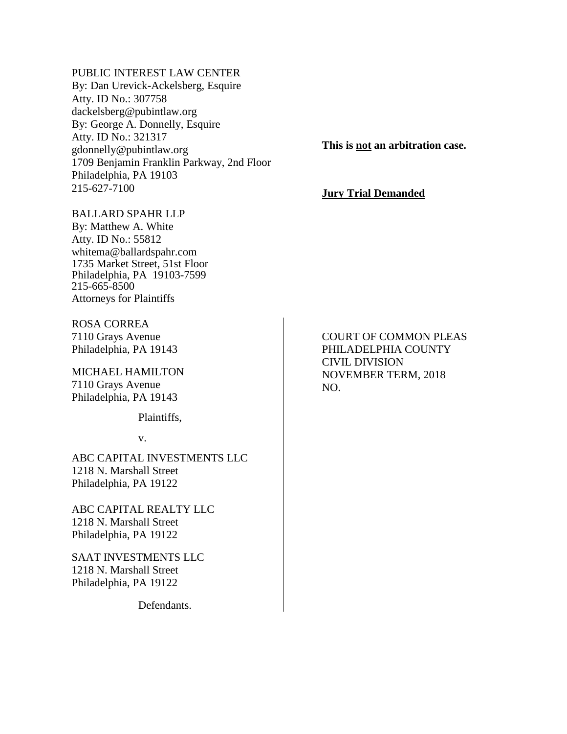PUBLIC INTEREST LAW CENTER
By: Dan Urevick-Ackelsberg, Esquire
Atty. ID No.: 307758
dackelsberg@pubintlaw.org
By: George A. Donnelly, Esquire
Atty. ID No.: 321317
gdonnelly@pubintlaw.org
1709 Benjamin Franklin Parkway, 2nd Floor
Philadelphia, PA 19103
215-627-7100

**This is not an arbitration case.**

**Jury Trial Demanded**

BALLARD SPAHR LLP
By: Matthew A. White
Atty. ID No.: 55812
whitema@ballardspahr.com
1735 Market Street, 51st Floor
Philadelphia, PA 19103-7599
215-665-8500
Attorneys for Plaintiffs

| | |
|---|---|
| ROSA CORREA<br>7110 Grays Avenue<br>Philadelphia, PA 19143<br><br>MICHAEL HAMILTON<br>7110 Grays Avenue<br>Philadelphia, PA 19143<br><br>Plaintiffs,<br><br>v.<br><br>ABC CAPITAL INVESTMENTS LLC<br>1218 N. Marshall Street<br>Philadelphia, PA 19122<br><br>ABC CAPITAL REALTY LLC<br>1218 N. Marshall Street<br>Philadelphia, PA 19122<br><br>SAAT INVESTMENTS LLC<br>1218 N. Marshall Street<br>Philadelphia, PA 19122<br><br>Defendants. | COURT OF COMMON PLEAS<br>PHILADELPHIA COUNTY<br>CIVIL DIVISION<br>NOVEMBER TERM, 2018<br>NO. |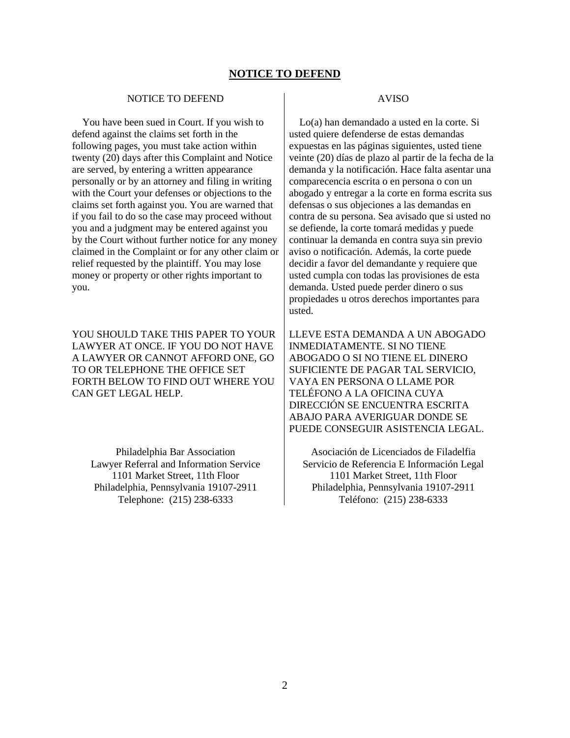# NOTICE TO DEFEND

## NOTICE TO DEFEND

You have been sued in Court. If you wish to defend against the claims set forth in the following pages, you must take action within twenty (20) days after this Complaint and Notice are served, by entering a written appearance personally or by an attorney and filing in writing with the Court your defenses or objections to the claims set forth against you. You are warned that if you fail to do so the case may proceed without you and a judgment may be entered against you by the Court without further notice for any money claimed in the Complaint or for any other claim or relief requested by the plaintiff. You may lose money or property or other rights important to you.

YOU SHOULD TAKE THIS PAPER TO YOUR LAWYER AT ONCE. IF YOU DO NOT HAVE A LAWYER OR CANNOT AFFORD ONE, GO TO OR TELEPHONE THE OFFICE SET FORTH BELOW TO FIND OUT WHERE YOU CAN GET LEGAL HELP.

Philadelphia Bar Association
Lawyer Referral and Information Service
1101 Market Street, 11th Floor
Philadelphia, Pennsylvania 19107-2911
Telephone: (215) 238-6333

## AVISO

Lo(a) han demandado a usted en la corte. Si usted quiere defenderse de estas demandas expuestas en las páginas siguientes, usted tiene veinte (20) días de plazo al partir de la fecha de la demanda y la notificación. Hace falta asentar una comparecencia escrita o en persona o con un abogado y entregar a la corte en forma escrita sus defensas o sus objeciones a las demandas en contra de su persona. Sea avisado que si usted no se defiende, la corte tomará medidas y puede continuar la demanda en contra suya sin previo aviso o notificación. Además, la corte puede decidir a favor del demandante y requiere que usted cumpla con todas las provisiones de esta demanda. Usted puede perder dinero o sus propiedades u otros derechos importantes para usted.

LLEVE ESTA DEMANDA A UN ABOGADO INMEDIATAMENTE. SI NO TIENE ABOGADO O SI NO TIENE EL DINERO SUFICIENTE DE PAGAR TAL SERVICIO, VAYA EN PERSONA O LLAME POR TELÉFONO A LA OFICINA CUYA DIRECCIÓN SE ENCUENTRA ESCRITA ABAJO PARA AVERIGUAR DONDE SE PUEDE CONSEGUIR ASISTENCIA LEGAL.

Asociación de Licenciados de Filadelfia
Servicio de Referencia E Información Legal
1101 Market Street, 11th Floor
Philadelphia, Pennsylvania 19107-2911
Teléfono: (215) 238-6333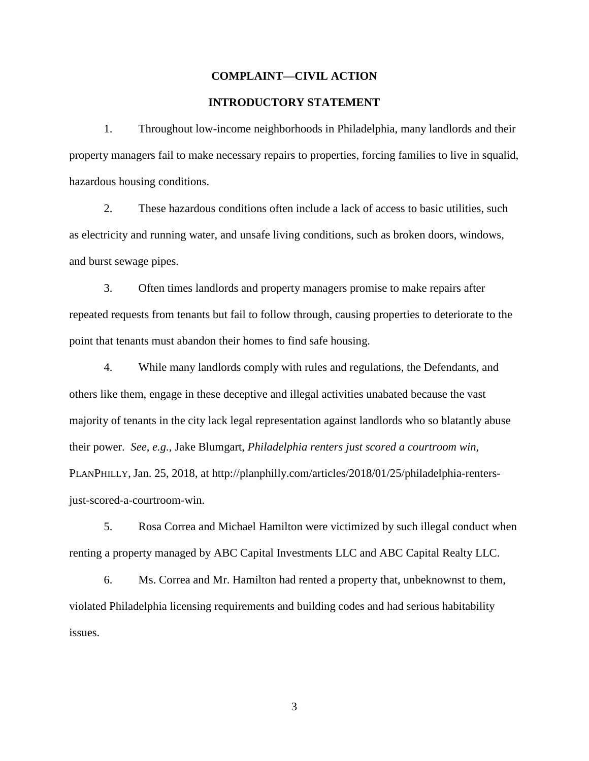**COMPLAINT—CIVIL ACTION**

**INTRODUCTORY STATEMENT**

1. Throughout low-income neighborhoods in Philadelphia, many landlords and their property managers fail to make necessary repairs to properties, forcing families to live in squalid, hazardous housing conditions.

2. These hazardous conditions often include a lack of access to basic utilities, such as electricity and running water, and unsafe living conditions, such as broken doors, windows, and burst sewage pipes.

3. Often times landlords and property managers promise to make repairs after repeated requests from tenants but fail to follow through, causing properties to deteriorate to the point that tenants must abandon their homes to find safe housing.

4. While many landlords comply with rules and regulations, the Defendants, and others like them, engage in these deceptive and illegal activities unabated because the vast majority of tenants in the city lack legal representation against landlords who so blatantly abuse their power. *See*, *e.g.*, Jake Blumgart, *Philadelphia renters just scored a courtroom win*, PLANPHILLY, Jan. 25, 2018, at http://planphilly.com/articles/2018/01/25/philadelphia-renters-just-scored-a-courtroom-win.

5. Rosa Correa and Michael Hamilton were victimized by such illegal conduct when renting a property managed by ABC Capital Investments LLC and ABC Capital Realty LLC.

6. Ms. Correa and Mr. Hamilton had rented a property that, unbeknownst to them, violated Philadelphia licensing requirements and building codes and had serious habitability issues.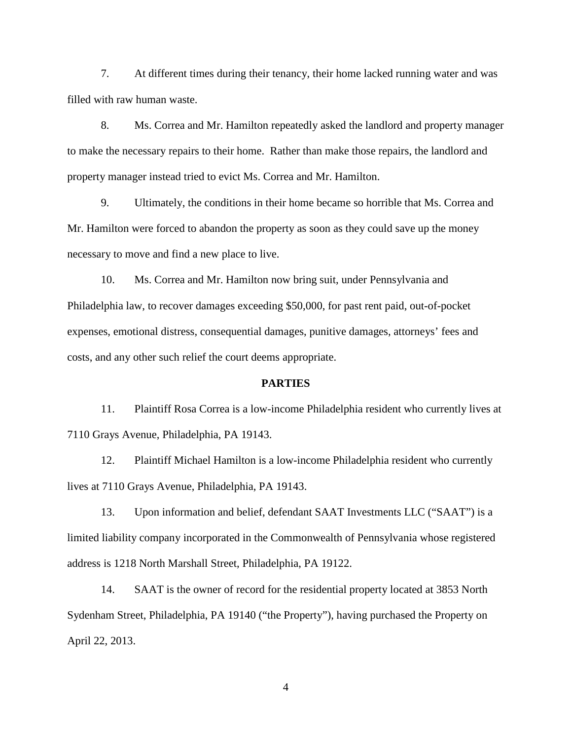7. At different times during their tenancy, their home lacked running water and was filled with raw human waste.

8. Ms. Correa and Mr. Hamilton repeatedly asked the landlord and property manager to make the necessary repairs to their home. Rather than make those repairs, the landlord and property manager instead tried to evict Ms. Correa and Mr. Hamilton.

9. Ultimately, the conditions in their home became so horrible that Ms. Correa and Mr. Hamilton were forced to abandon the property as soon as they could save up the money necessary to move and find a new place to live.

10. Ms. Correa and Mr. Hamilton now bring suit, under Pennsylvania and Philadelphia law, to recover damages exceeding $50,000, for past rent paid, out-of-pocket expenses, emotional distress, consequential damages, punitive damages, attorneys' fees and costs, and any other such relief the court deems appropriate.

## PARTIES

11. Plaintiff Rosa Correa is a low-income Philadelphia resident who currently lives at 7110 Grays Avenue, Philadelphia, PA 19143.

12. Plaintiff Michael Hamilton is a low-income Philadelphia resident who currently lives at 7110 Grays Avenue, Philadelphia, PA 19143.

13. Upon information and belief, defendant SAAT Investments LLC ("SAAT") is a limited liability company incorporated in the Commonwealth of Pennsylvania whose registered address is 1218 North Marshall Street, Philadelphia, PA 19122.

14. SAAT is the owner of record for the residential property located at 3853 North Sydenham Street, Philadelphia, PA 19140 ("the Property"), having purchased the Property on April 22, 2013.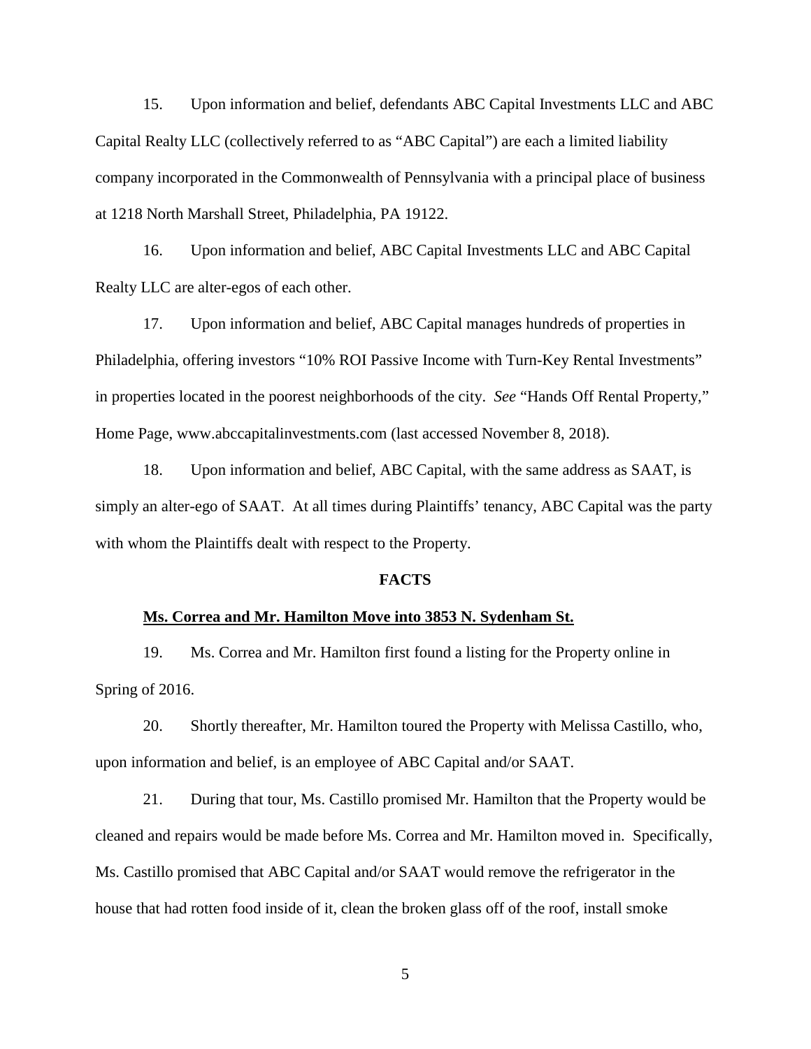15. Upon information and belief, defendants ABC Capital Investments LLC and ABC Capital Realty LLC (collectively referred to as "ABC Capital") are each a limited liability company incorporated in the Commonwealth of Pennsylvania with a principal place of business at 1218 North Marshall Street, Philadelphia, PA 19122.

16. Upon information and belief, ABC Capital Investments LLC and ABC Capital Realty LLC are alter-egos of each other.

17. Upon information and belief, ABC Capital manages hundreds of properties in Philadelphia, offering investors "10% ROI Passive Income with Turn-Key Rental Investments" in properties located in the poorest neighborhoods of the city. *See* "Hands Off Rental Property," Home Page, www.abccapitalinvestments.com (last accessed November 8, 2018).

18. Upon information and belief, ABC Capital, with the same address as SAAT, is simply an alter-ego of SAAT. At all times during Plaintiffs' tenancy, ABC Capital was the party with whom the Plaintiffs dealt with respect to the Property.

## FACTS

**Ms. Correa and Mr. Hamilton Move into 3853 N. Sydenham St.**

19. Ms. Correa and Mr. Hamilton first found a listing for the Property online in Spring of 2016.

20. Shortly thereafter, Mr. Hamilton toured the Property with Melissa Castillo, who, upon information and belief, is an employee of ABC Capital and/or SAAT.

21. During that tour, Ms. Castillo promised Mr. Hamilton that the Property would be cleaned and repairs would be made before Ms. Correa and Mr. Hamilton moved in. Specifically, Ms. Castillo promised that ABC Capital and/or SAAT would remove the refrigerator in the house that had rotten food inside of it, clean the broken glass off of the roof, install smoke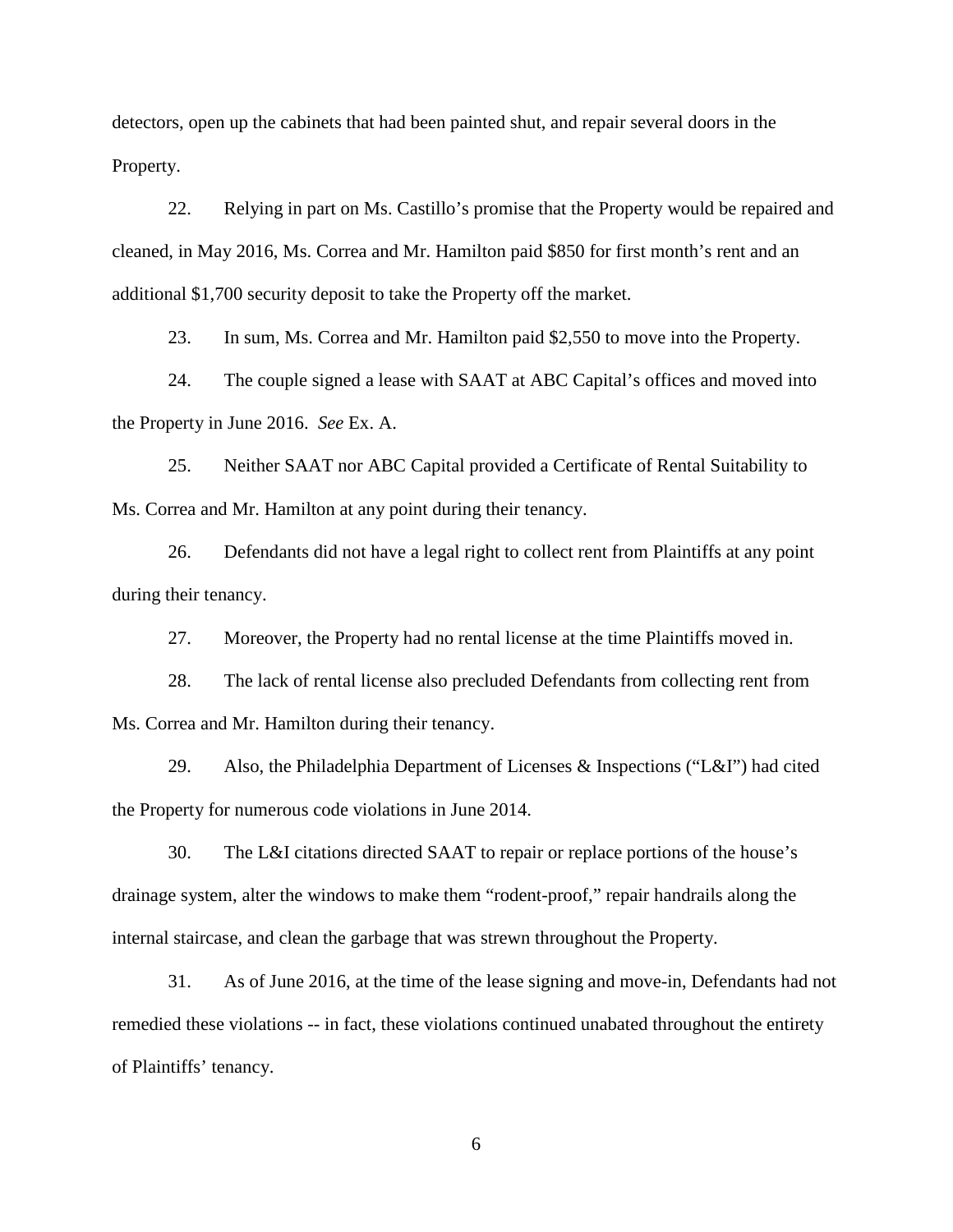detectors, open up the cabinets that had been painted shut, and repair several doors in the Property.

22. Relying in part on Ms. Castillo's promise that the Property would be repaired and cleaned, in May 2016, Ms. Correa and Mr. Hamilton paid $850 for first month's rent and an additional $1,700 security deposit to take the Property off the market.

23. In sum, Ms. Correa and Mr. Hamilton paid $2,550 to move into the Property.

24. The couple signed a lease with SAAT at ABC Capital's offices and moved into the Property in June 2016. *See* Ex. A.

25. Neither SAAT nor ABC Capital provided a Certificate of Rental Suitability to Ms. Correa and Mr. Hamilton at any point during their tenancy.

26. Defendants did not have a legal right to collect rent from Plaintiffs at any point during their tenancy.

27. Moreover, the Property had no rental license at the time Plaintiffs moved in.

28. The lack of rental license also precluded Defendants from collecting rent from Ms. Correa and Mr. Hamilton during their tenancy.

29. Also, the Philadelphia Department of Licenses & Inspections ("L&I") had cited the Property for numerous code violations in June 2014.

30. The L&I citations directed SAAT to repair or replace portions of the house's drainage system, alter the windows to make them "rodent-proof," repair handrails along the internal staircase, and clean the garbage that was strewn throughout the Property.

31. As of June 2016, at the time of the lease signing and move-in, Defendants had not remedied these violations -- in fact, these violations continued unabated throughout the entirety of Plaintiffs' tenancy.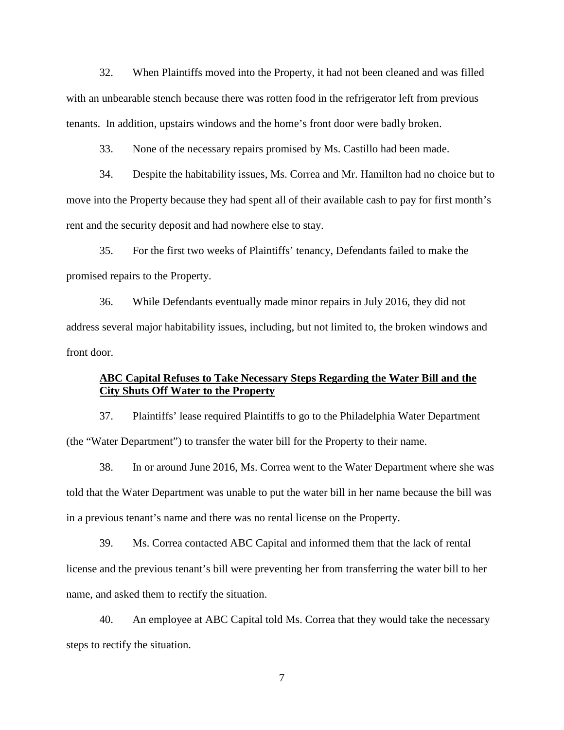32. When Plaintiffs moved into the Property, it had not been cleaned and was filled with an unbearable stench because there was rotten food in the refrigerator left from previous tenants. In addition, upstairs windows and the home's front door were badly broken.

33. None of the necessary repairs promised by Ms. Castillo had been made.

34. Despite the habitability issues, Ms. Correa and Mr. Hamilton had no choice but to move into the Property because they had spent all of their available cash to pay for first month's rent and the security deposit and had nowhere else to stay.

35. For the first two weeks of Plaintiffs' tenancy, Defendants failed to make the promised repairs to the Property.

36. While Defendants eventually made minor repairs in July 2016, they did not address several major habitability issues, including, but not limited to, the broken windows and front door.

**ABC Capital Refuses to Take Necessary Steps Regarding the Water Bill and the City Shuts Off Water to the Property**

37. Plaintiffs' lease required Plaintiffs to go to the Philadelphia Water Department (the "Water Department") to transfer the water bill for the Property to their name.

38. In or around June 2016, Ms. Correa went to the Water Department where she was told that the Water Department was unable to put the water bill in her name because the bill was in a previous tenant's name and there was no rental license on the Property.

39. Ms. Correa contacted ABC Capital and informed them that the lack of rental license and the previous tenant's bill were preventing her from transferring the water bill to her name, and asked them to rectify the situation.

40. An employee at ABC Capital told Ms. Correa that they would take the necessary steps to rectify the situation.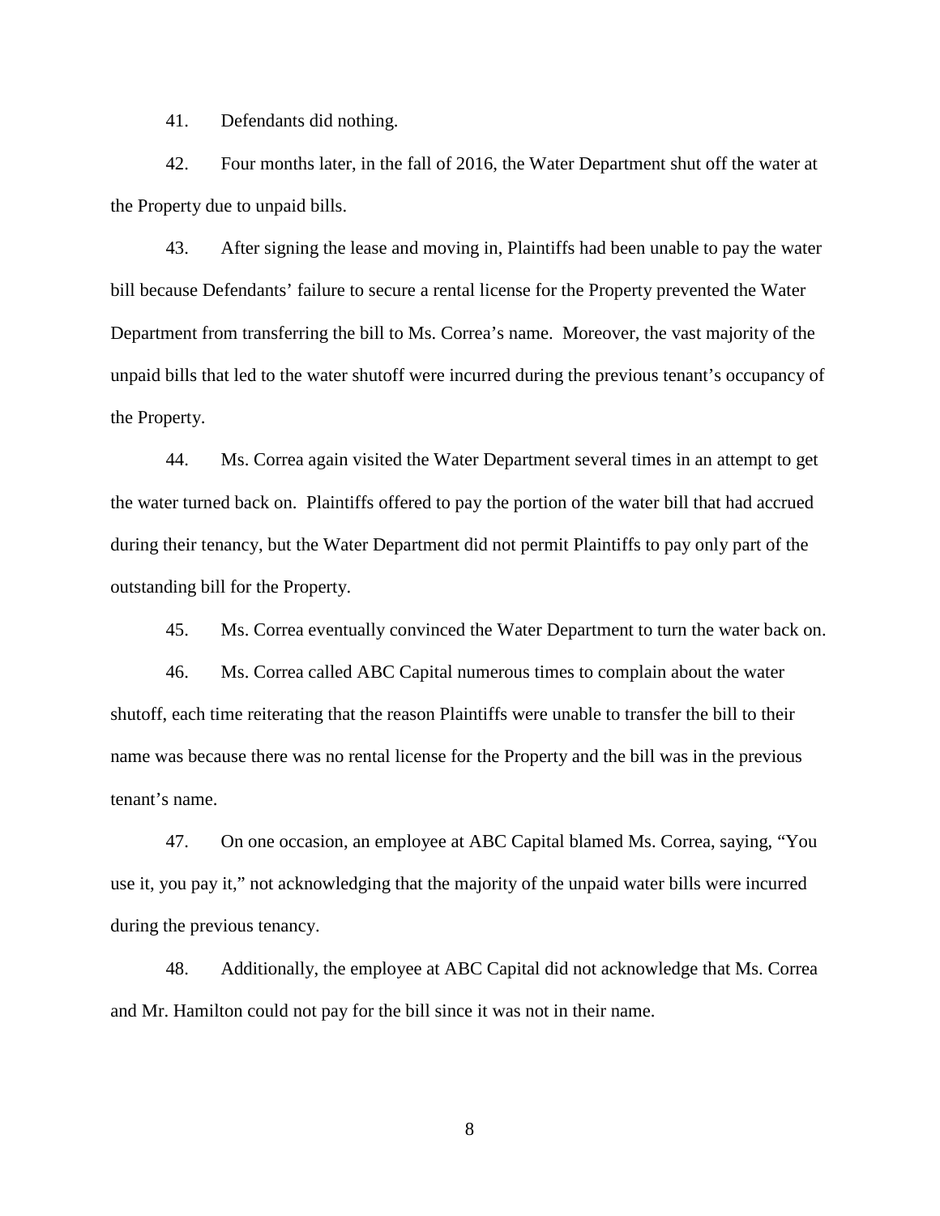41. Defendants did nothing.

42. Four months later, in the fall of 2016, the Water Department shut off the water at the Property due to unpaid bills.

43. After signing the lease and moving in, Plaintiffs had been unable to pay the water bill because Defendants' failure to secure a rental license for the Property prevented the Water Department from transferring the bill to Ms. Correa's name. Moreover, the vast majority of the unpaid bills that led to the water shutoff were incurred during the previous tenant's occupancy of the Property.

44. Ms. Correa again visited the Water Department several times in an attempt to get the water turned back on. Plaintiffs offered to pay the portion of the water bill that had accrued during their tenancy, but the Water Department did not permit Plaintiffs to pay only part of the outstanding bill for the Property.

45. Ms. Correa eventually convinced the Water Department to turn the water back on.

46. Ms. Correa called ABC Capital numerous times to complain about the water shutoff, each time reiterating that the reason Plaintiffs were unable to transfer the bill to their name was because there was no rental license for the Property and the bill was in the previous tenant's name.

47. On one occasion, an employee at ABC Capital blamed Ms. Correa, saying, "You use it, you pay it," not acknowledging that the majority of the unpaid water bills were incurred during the previous tenancy.

48. Additionally, the employee at ABC Capital did not acknowledge that Ms. Correa and Mr. Hamilton could not pay for the bill since it was not in their name.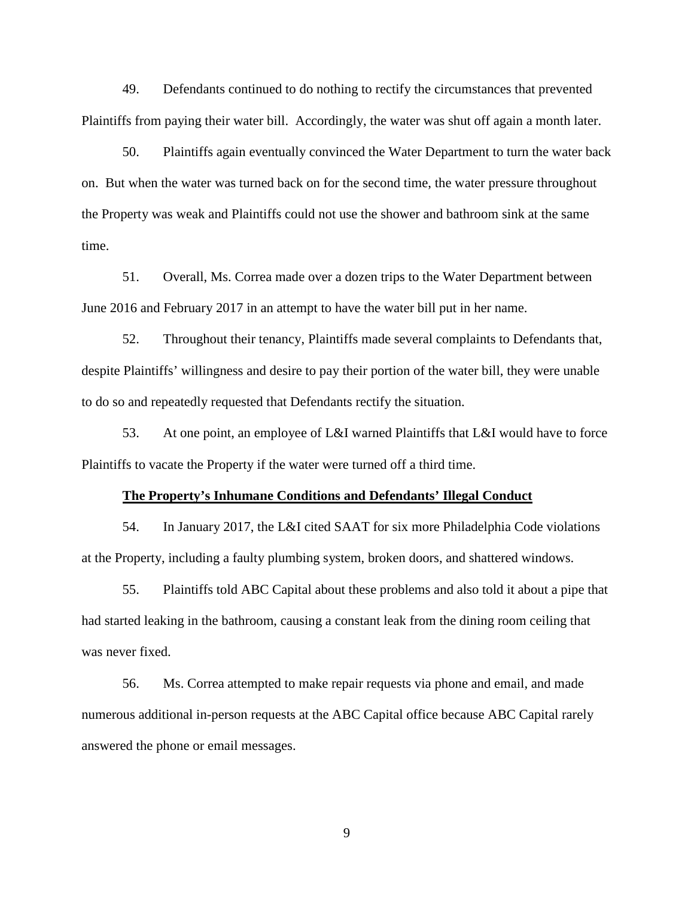49. Defendants continued to do nothing to rectify the circumstances that prevented Plaintiffs from paying their water bill. Accordingly, the water was shut off again a month later.

50. Plaintiffs again eventually convinced the Water Department to turn the water back on. But when the water was turned back on for the second time, the water pressure throughout the Property was weak and Plaintiffs could not use the shower and bathroom sink at the same time.

51. Overall, Ms. Correa made over a dozen trips to the Water Department between June 2016 and February 2017 in an attempt to have the water bill put in her name.

52. Throughout their tenancy, Plaintiffs made several complaints to Defendants that, despite Plaintiffs' willingness and desire to pay their portion of the water bill, they were unable to do so and repeatedly requested that Defendants rectify the situation.

53. At one point, an employee of L&I warned Plaintiffs that L&I would have to force Plaintiffs to vacate the Property if the water were turned off a third time.

**<u>The Property's Inhumane Conditions and Defendants' Illegal Conduct</u>**

54. In January 2017, the L&I cited SAAT for six more Philadelphia Code violations at the Property, including a faulty plumbing system, broken doors, and shattered windows.

55. Plaintiffs told ABC Capital about these problems and also told it about a pipe that had started leaking in the bathroom, causing a constant leak from the dining room ceiling that was never fixed.

56. Ms. Correa attempted to make repair requests via phone and email, and made numerous additional in-person requests at the ABC Capital office because ABC Capital rarely answered the phone or email messages.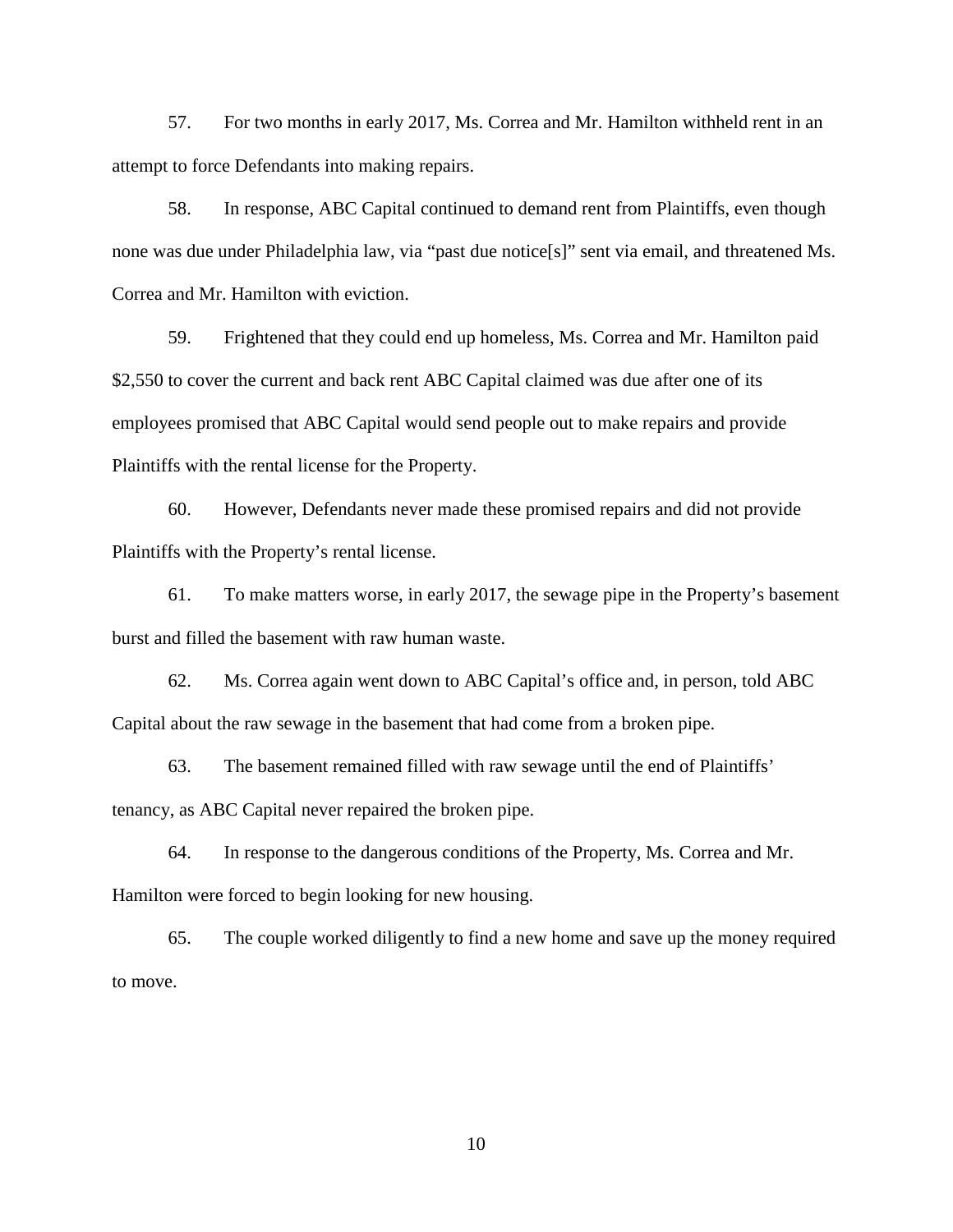57. For two months in early 2017, Ms. Correa and Mr. Hamilton withheld rent in an attempt to force Defendants into making repairs.

58. In response, ABC Capital continued to demand rent from Plaintiffs, even though none was due under Philadelphia law, via "past due notice[s]" sent via email, and threatened Ms. Correa and Mr. Hamilton with eviction.

59. Frightened that they could end up homeless, Ms. Correa and Mr. Hamilton paid $2,550 to cover the current and back rent ABC Capital claimed was due after one of its employees promised that ABC Capital would send people out to make repairs and provide Plaintiffs with the rental license for the Property.

60. However, Defendants never made these promised repairs and did not provide Plaintiffs with the Property's rental license.

61. To make matters worse, in early 2017, the sewage pipe in the Property's basement burst and filled the basement with raw human waste.

62. Ms. Correa again went down to ABC Capital's office and, in person, told ABC Capital about the raw sewage in the basement that had come from a broken pipe.

63. The basement remained filled with raw sewage until the end of Plaintiffs' tenancy, as ABC Capital never repaired the broken pipe.

64. In response to the dangerous conditions of the Property, Ms. Correa and Mr. Hamilton were forced to begin looking for new housing.

65. The couple worked diligently to find a new home and save up the money required to move.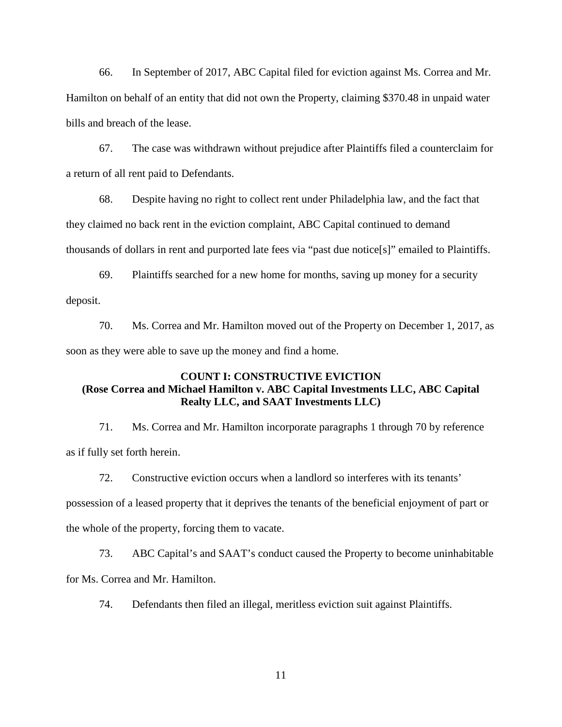66. In September of 2017, ABC Capital filed for eviction against Ms. Correa and Mr. Hamilton on behalf of an entity that did not own the Property, claiming $370.48 in unpaid water bills and breach of the lease.

67. The case was withdrawn without prejudice after Plaintiffs filed a counterclaim for a return of all rent paid to Defendants.

68. Despite having no right to collect rent under Philadelphia law, and the fact that they claimed no back rent in the eviction complaint, ABC Capital continued to demand thousands of dollars in rent and purported late fees via "past due notice[s]" emailed to Plaintiffs.

69. Plaintiffs searched for a new home for months, saving up money for a security deposit.

70. Ms. Correa and Mr. Hamilton moved out of the Property on December 1, 2017, as soon as they were able to save up the money and find a home.

**COUNT I: CONSTRUCTIVE EVICTION**
**(Rose Correa and Michael Hamilton v. ABC Capital Investments LLC, ABC Capital Realty LLC, and SAAT Investments LLC)**

71. Ms. Correa and Mr. Hamilton incorporate paragraphs 1 through 70 by reference as if fully set forth herein.

72. Constructive eviction occurs when a landlord so interferes with its tenants' possession of a leased property that it deprives the tenants of the beneficial enjoyment of part or the whole of the property, forcing them to vacate.

73. ABC Capital's and SAAT's conduct caused the Property to become uninhabitable for Ms. Correa and Mr. Hamilton.

74. Defendants then filed an illegal, meritless eviction suit against Plaintiffs.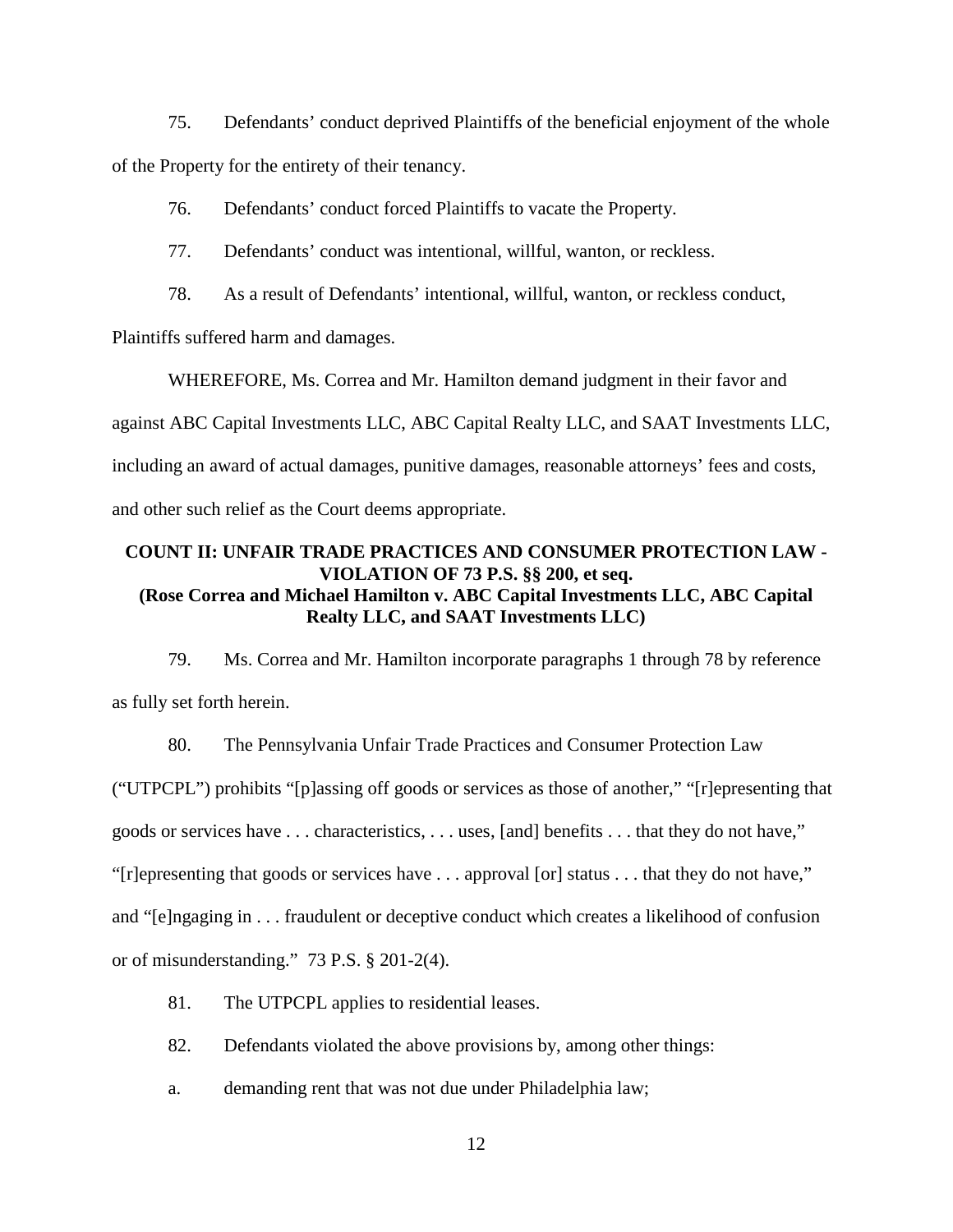75. Defendants' conduct deprived Plaintiffs of the beneficial enjoyment of the whole of the Property for the entirety of their tenancy.

76. Defendants' conduct forced Plaintiffs to vacate the Property.

77. Defendants' conduct was intentional, willful, wanton, or reckless.

78. As a result of Defendants' intentional, willful, wanton, or reckless conduct, Plaintiffs suffered harm and damages.

WHEREFORE, Ms. Correa and Mr. Hamilton demand judgment in their favor and against ABC Capital Investments LLC, ABC Capital Realty LLC, and SAAT Investments LLC, including an award of actual damages, punitive damages, reasonable attorneys' fees and costs, and other such relief as the Court deems appropriate.

**COUNT II: UNFAIR TRADE PRACTICES AND CONSUMER PROTECTION LAW - VIOLATION OF 73 P.S. §§ 200, et seq.**
**(Rose Correa and Michael Hamilton v. ABC Capital Investments LLC, ABC Capital Realty LLC, and SAAT Investments LLC)**

79. Ms. Correa and Mr. Hamilton incorporate paragraphs 1 through 78 by reference as fully set forth herein.

80. The Pennsylvania Unfair Trade Practices and Consumer Protection Law ("UTPCPL") prohibits "[p]assing off goods or services as those of another," "[r]epresenting that goods or services have . . . characteristics, . . . uses, [and] benefits . . . that they do not have," "[r]epresenting that goods or services have . . . approval [or] status . . . that they do not have," and "[e]ngaging in . . . fraudulent or deceptive conduct which creates a likelihood of confusion or of misunderstanding." 73 P.S. § 201-2(4).

81. The UTPCPL applies to residential leases.

82. Defendants violated the above provisions by, among other things:

a. demanding rent that was not due under Philadelphia law;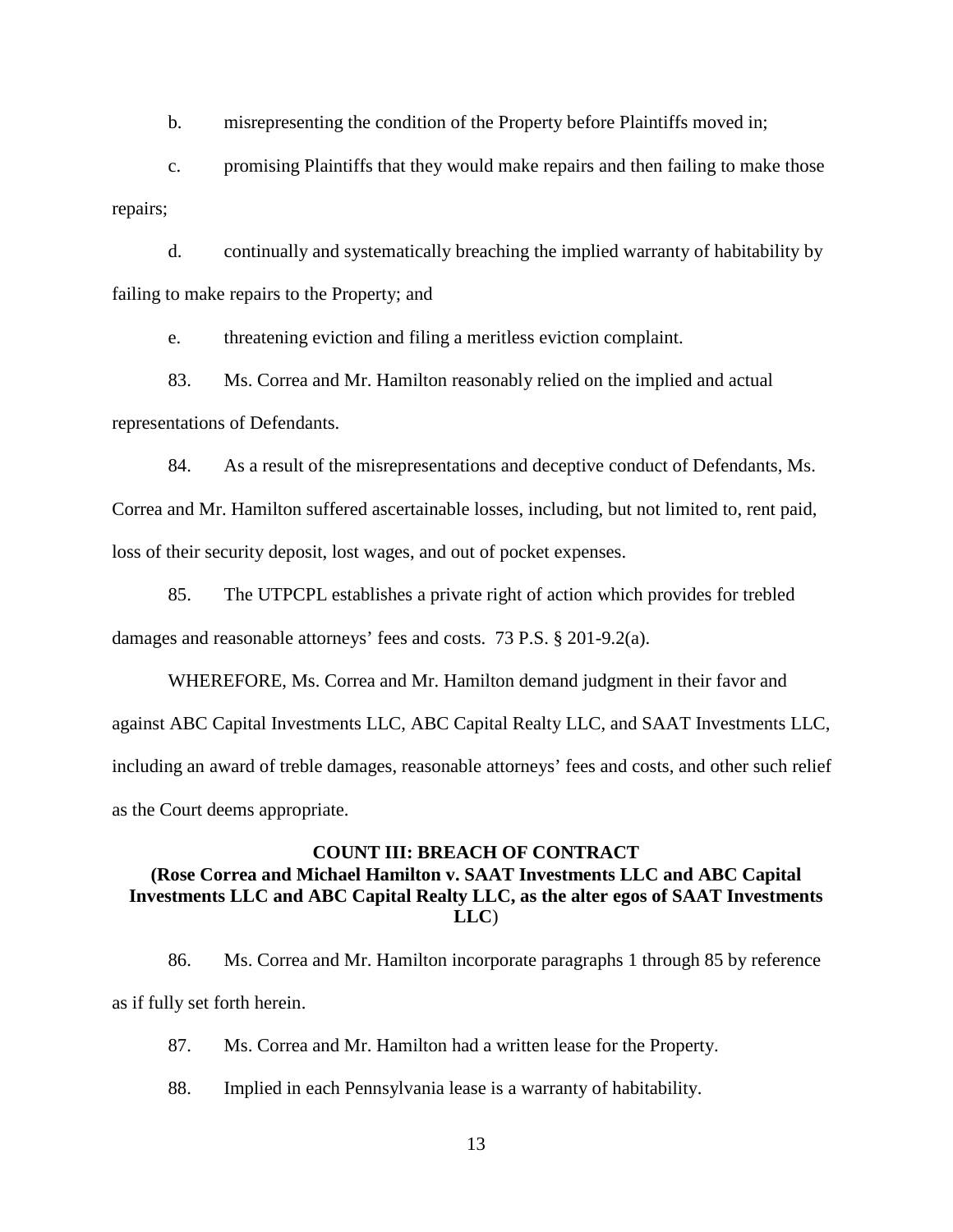b. misrepresenting the condition of the Property before Plaintiffs moved in;

c. promising Plaintiffs that they would make repairs and then failing to make those repairs;

d. continually and systematically breaching the implied warranty of habitability by failing to make repairs to the Property; and

e. threatening eviction and filing a meritless eviction complaint.

83. Ms. Correa and Mr. Hamilton reasonably relied on the implied and actual representations of Defendants.

84. As a result of the misrepresentations and deceptive conduct of Defendants, Ms. Correa and Mr. Hamilton suffered ascertainable losses, including, but not limited to, rent paid, loss of their security deposit, lost wages, and out of pocket expenses.

85. The UTPCPL establishes a private right of action which provides for trebled damages and reasonable attorneys' fees and costs. 73 P.S. § 201-9.2(a).

WHEREFORE, Ms. Correa and Mr. Hamilton demand judgment in their favor and against ABC Capital Investments LLC, ABC Capital Realty LLC, and SAAT Investments LLC, including an award of treble damages, reasonable attorneys' fees and costs, and other such relief as the Court deems appropriate.

**COUNT III: BREACH OF CONTRACT**
**(Rose Correa and Michael Hamilton v. SAAT Investments LLC and ABC Capital Investments LLC and ABC Capital Realty LLC, as the alter egos of SAAT Investments LLC)**

86. Ms. Correa and Mr. Hamilton incorporate paragraphs 1 through 85 by reference as if fully set forth herein.

87. Ms. Correa and Mr. Hamilton had a written lease for the Property.

88. Implied in each Pennsylvania lease is a warranty of habitability.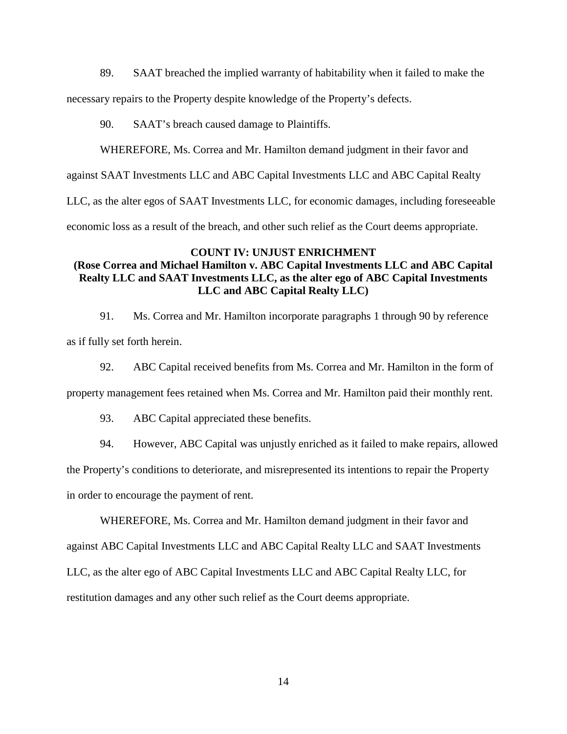89. SAAT breached the implied warranty of habitability when it failed to make the necessary repairs to the Property despite knowledge of the Property's defects.

90. SAAT's breach caused damage to Plaintiffs.

WHEREFORE, Ms. Correa and Mr. Hamilton demand judgment in their favor and against SAAT Investments LLC and ABC Capital Investments LLC and ABC Capital Realty LLC, as the alter egos of SAAT Investments LLC, for economic damages, including foreseeable economic loss as a result of the breach, and other such relief as the Court deems appropriate.

**COUNT IV: UNJUST ENRICHMENT**
**(Rose Correa and Michael Hamilton v. ABC Capital Investments LLC and ABC Capital Realty LLC and SAAT Investments LLC, as the alter ego of ABC Capital Investments LLC and ABC Capital Realty LLC)**

91. Ms. Correa and Mr. Hamilton incorporate paragraphs 1 through 90 by reference as if fully set forth herein.

92. ABC Capital received benefits from Ms. Correa and Mr. Hamilton in the form of property management fees retained when Ms. Correa and Mr. Hamilton paid their monthly rent.

93. ABC Capital appreciated these benefits.

94. However, ABC Capital was unjustly enriched as it failed to make repairs, allowed the Property's conditions to deteriorate, and misrepresented its intentions to repair the Property in order to encourage the payment of rent.

WHEREFORE, Ms. Correa and Mr. Hamilton demand judgment in their favor and against ABC Capital Investments LLC and ABC Capital Realty LLC and SAAT Investments LLC, as the alter ego of ABC Capital Investments LLC and ABC Capital Realty LLC, for restitution damages and any other such relief as the Court deems appropriate.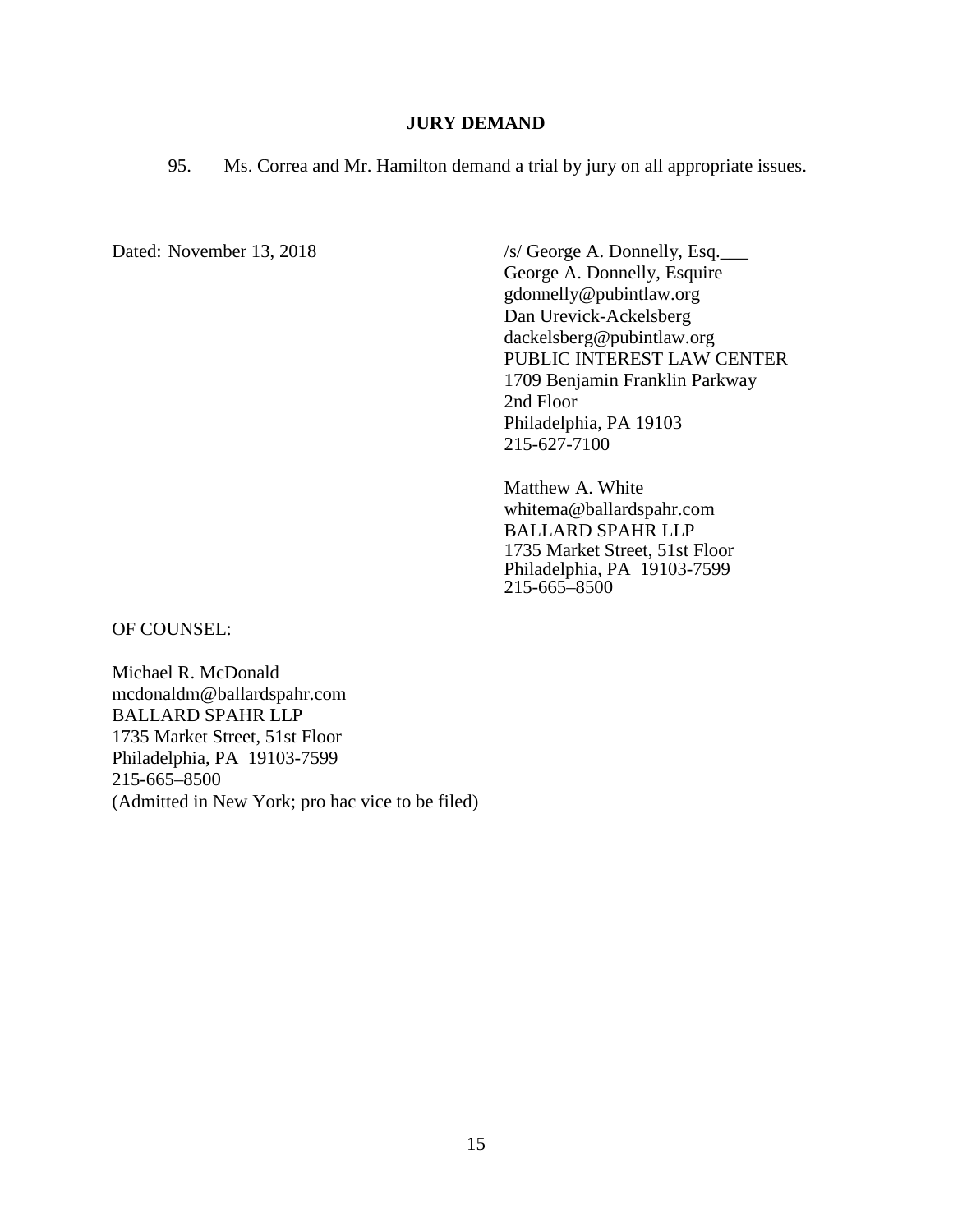**JURY DEMAND**

95. Ms. Correa and Mr. Hamilton demand a trial by jury on all appropriate issues.

Dated: November 13, 2018

/s/ George A. Donnelly, Esq.
George A. Donnelly, Esquire
gdonnelly@pubintlaw.org
Dan Urevick-Ackelsberg
dackelsberg@pubintlaw.org
PUBLIC INTEREST LAW CENTER
1709 Benjamin Franklin Parkway
2nd Floor
Philadelphia, PA 19103
215-627-7100

Matthew A. White
whitema@ballardspahr.com
BALLARD SPAHR LLP
1735 Market Street, 51st Floor
Philadelphia, PA 19103-7599
215-665–8500

OF COUNSEL:

Michael R. McDonald
mcdonaldm@ballardspahr.com
BALLARD SPAHR LLP
1735 Market Street, 51st Floor
Philadelphia, PA 19103-7599
215-665–8500
(Admitted in New York; pro hac vice to be filed)